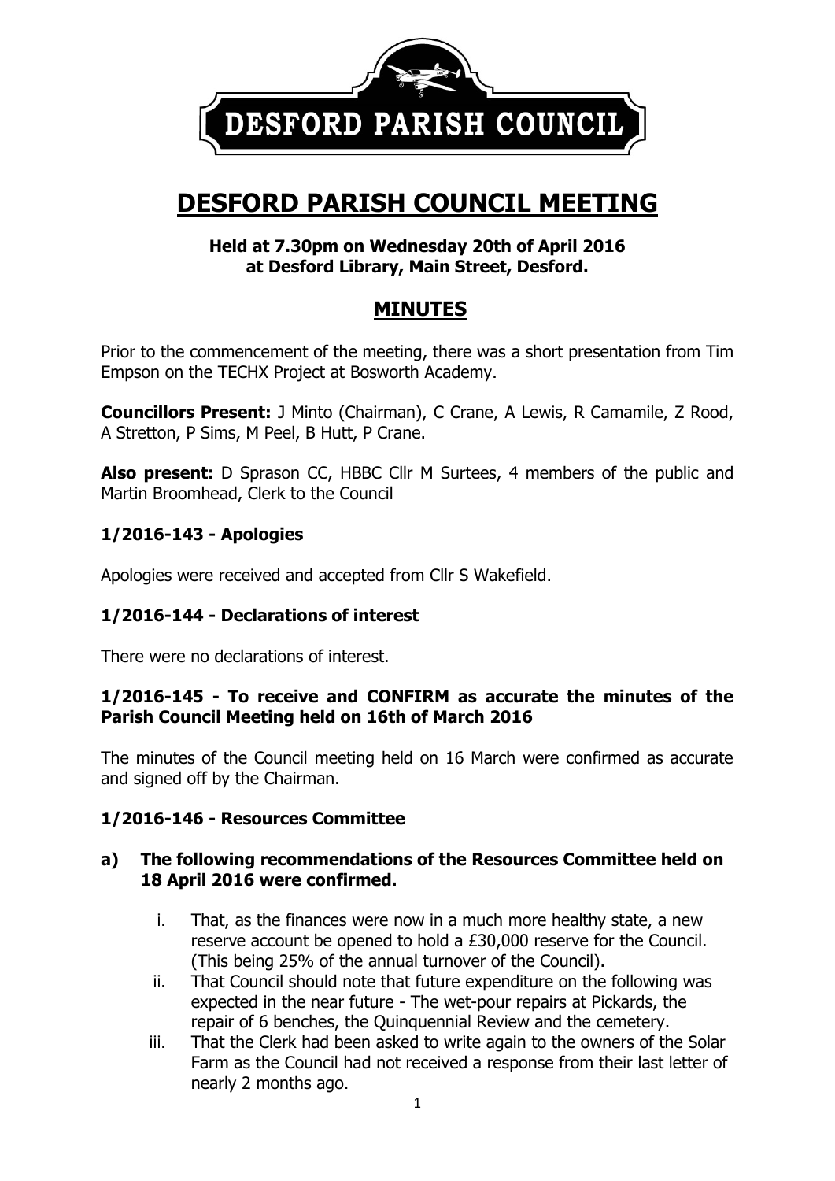DESFORD PARISH COUNCIL

# DESFORD PARISH COUNCIL MEETING

**Held at 7.30pm on Wednesday 20th of April 2016 at Desford Library, Main Street, Desford.**

## MINUTES

Prior to the commencement of the meeting, there was a short presentation from Tim Empson on the TECHX Project at Bosworth Academy.

**Councillors Present:** J Minto (Chairman), C Crane, A Lewis, R Camamile, Z Rood, A Stretton, P Sims, M Peel, B Hutt, P Crane.

**Also present:** D Sprason CC, HBBC Cllr M Surtees, 4 members of the public and Martin Broomhead, Clerk to the Council

### 1/2016-143 - Apologies

Apologies were received and accepted from Cllr S Wakefield.

### 1/2016-144 - Declarations of interest

There were no declarations of interest.

### 1/2016-145 - To receive and CONFIRM as accurate the minutes of the Parish Council Meeting held on 16th of March 2016

The minutes of the Council meeting held on 16 March were confirmed as accurate and signed off by the Chairman.

### 1/2016-146 - Resources Committee

**a) The following recommendations of the Resources Committee held on 18 April 2016 were confirmed.**

i. That, as the finances were now in a much more healthy state, a new reserve account be opened to hold a £30,000 reserve for the Council. (This being 25% of the annual turnover of the Council).

ii. That Council should note that future expenditure on the following was expected in the near future - The wet-pour repairs at Pickards, the repair of 6 benches, the Quinquennial Review and the cemetery.

iii. That the Clerk had been asked to write again to the owners of the Solar Farm as the Council had not received a response from their last letter of nearly 2 months ago.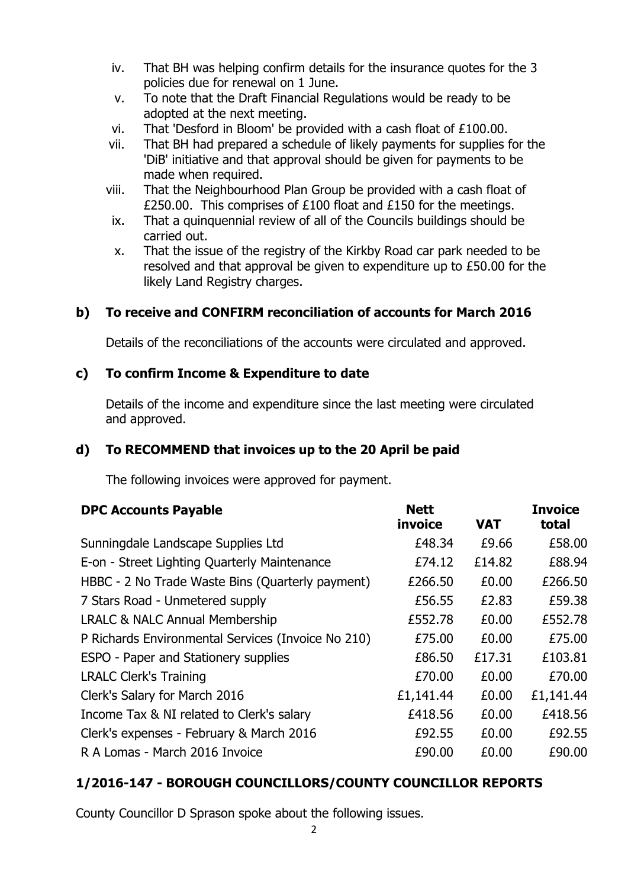iv. That BH was helping confirm details for the insurance quotes for the 3 policies due for renewal on 1 June.
v. To note that the Draft Financial Regulations would be ready to be adopted at the next meeting.
vi. That 'Desford in Bloom' be provided with a cash float of £100.00.
vii. That BH had prepared a schedule of likely payments for supplies for the 'DiB' initiative and that approval should be given for payments to be made when required.
viii. That the Neighbourhood Plan Group be provided with a cash float of £250.00. This comprises of £100 float and £150 for the meetings.
ix. That a quinquennial review of all of the Councils buildings should be carried out.
x. That the issue of the registry of the Kirkby Road car park needed to be resolved and that approval be given to expenditure up to £50.00 for the likely Land Registry charges.

**b) To receive and CONFIRM reconciliation of accounts for March 2016**

Details of the reconciliations of the accounts were circulated and approved.

**c) To confirm Income & Expenditure to date**

Details of the income and expenditure since the last meeting were circulated and approved.

**d) To RECOMMEND that invoices up to the 20 April be paid**

The following invoices were approved for payment.

| DPC Accounts Payable | Nett invoice | VAT | Invoice total |
|---|---|---|---|
| Sunningdale Landscape Supplies Ltd | £48.34 | £9.66 | £58.00 |
| E-on - Street Lighting Quarterly Maintenance | £74.12 | £14.82 | £88.94 |
| HBBC - 2 No Trade Waste Bins (Quarterly payment) | £266.50 | £0.00 | £266.50 |
| 7 Stars Road - Unmetered supply | £56.55 | £2.83 | £59.38 |
| LRALC & NALC Annual Membership | £552.78 | £0.00 | £552.78 |
| P Richards Environmental Services (Invoice No 210) | £75.00 | £0.00 | £75.00 |
| ESPO - Paper and Stationery supplies | £86.50 | £17.31 | £103.81 |
| LRALC Clerk's Training | £70.00 | £0.00 | £70.00 |
| Clerk's Salary for March 2016 | £1,141.44 | £0.00 | £1,141.44 |
| Income Tax & NI related to Clerk's salary | £418.56 | £0.00 | £418.56 |
| Clerk's expenses - February & March 2016 | £92.55 | £0.00 | £92.55 |
| R A Lomas - March 2016 Invoice | £90.00 | £0.00 | £90.00 |

## 1/2016-147 - BOROUGH COUNCILLORS/COUNTY COUNCILLOR REPORTS

County Councillor D Sprason spoke about the following issues.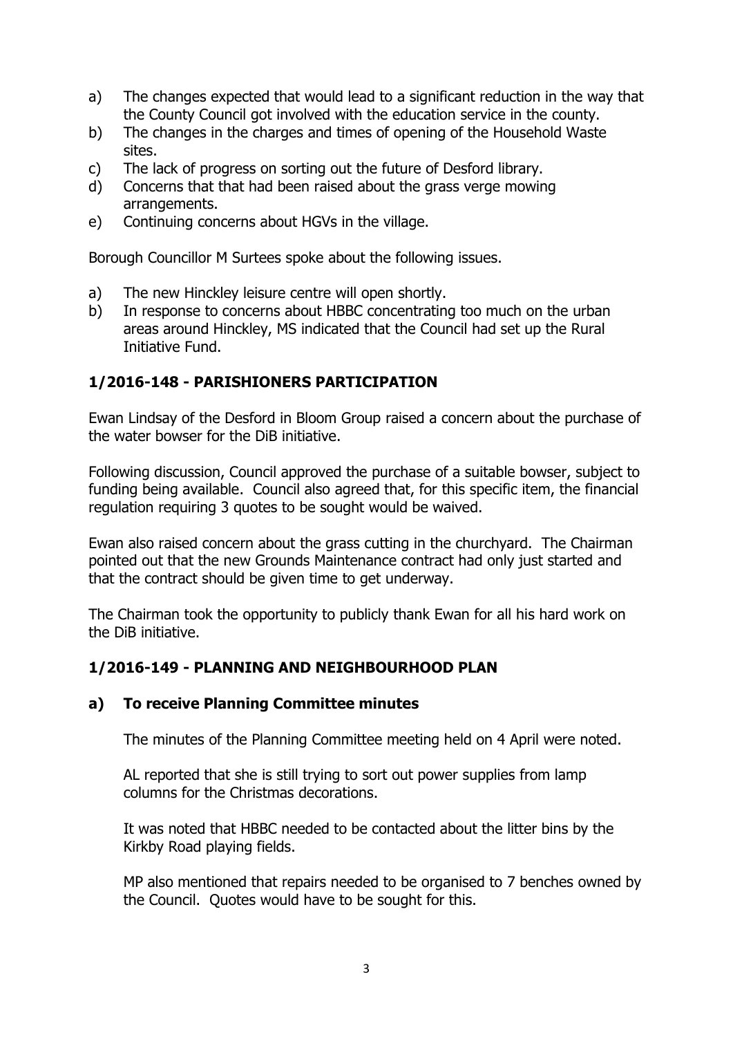a) The changes expected that would lead to a significant reduction in the way that the County Council got involved with the education service in the county.
b) The changes in the charges and times of opening of the Household Waste sites.
c) The lack of progress on sorting out the future of Desford library.
d) Concerns that that had been raised about the grass verge mowing arrangements.
e) Continuing concerns about HGVs in the village.

Borough Councillor M Surtees spoke about the following issues.

a) The new Hinckley leisure centre will open shortly.
b) In response to concerns about HBBC concentrating too much on the urban areas around Hinckley, MS indicated that the Council had set up the Rural Initiative Fund.

## 1/2016-148 - PARISHIONERS PARTICIPATION

Ewan Lindsay of the Desford in Bloom Group raised a concern about the purchase of the water bowser for the DiB initiative.

Following discussion, Council approved the purchase of a suitable bowser, subject to funding being available. Council also agreed that, for this specific item, the financial regulation requiring 3 quotes to be sought would be waived.

Ewan also raised concern about the grass cutting in the churchyard. The Chairman pointed out that the new Grounds Maintenance contract had only just started and that the contract should be given time to get underway.

The Chairman took the opportunity to publicly thank Ewan for all his hard work on the DiB initiative.

## 1/2016-149 - PLANNING AND NEIGHBOURHOOD PLAN

### a) To receive Planning Committee minutes

The minutes of the Planning Committee meeting held on 4 April were noted.

AL reported that she is still trying to sort out power supplies from lamp columns for the Christmas decorations.

It was noted that HBBC needed to be contacted about the litter bins by the Kirkby Road playing fields.

MP also mentioned that repairs needed to be organised to 7 benches owned by the Council. Quotes would have to be sought for this.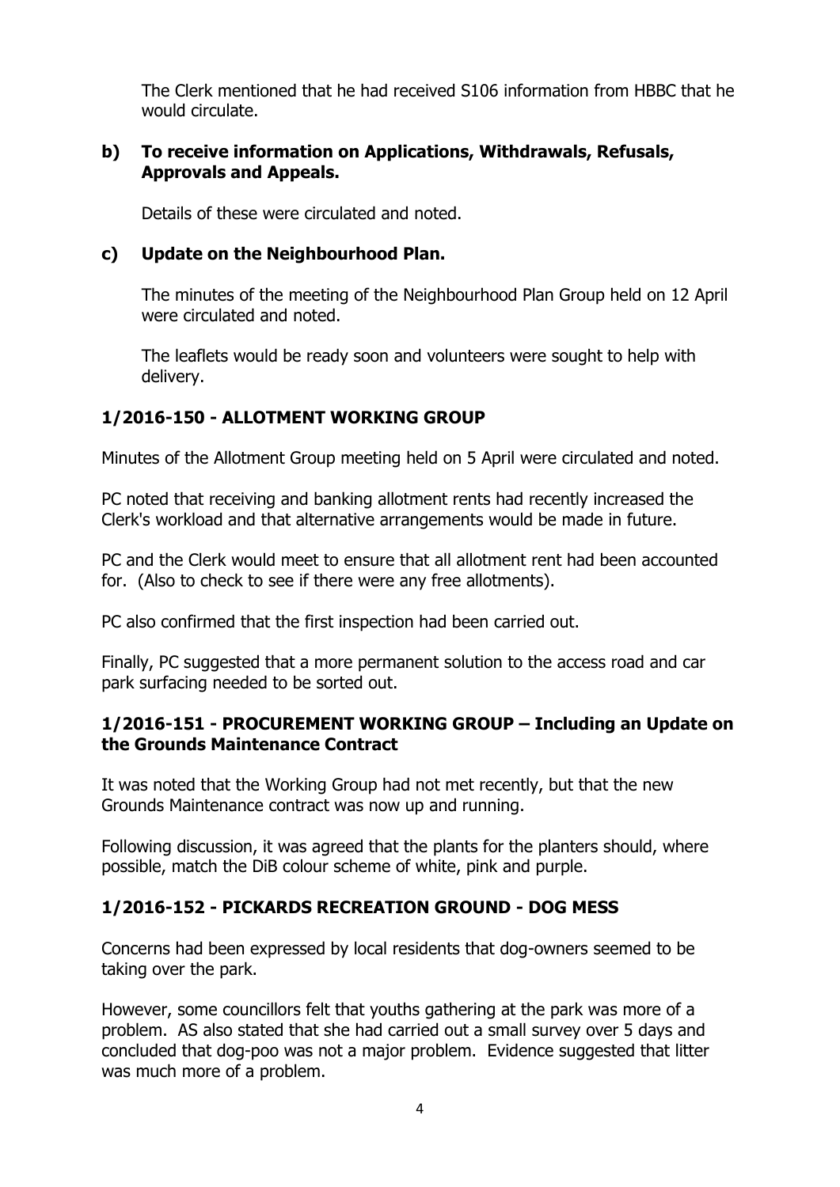The Clerk mentioned that he had received S106 information from HBBC that he would circulate.

**b) To receive information on Applications, Withdrawals, Refusals, Approvals and Appeals.**

Details of these were circulated and noted.

**c) Update on the Neighbourhood Plan.**

The minutes of the meeting of the Neighbourhood Plan Group held on 12 April were circulated and noted.

The leaflets would be ready soon and volunteers were sought to help with delivery.

## 1/2016-150 - ALLOTMENT WORKING GROUP

Minutes of the Allotment Group meeting held on 5 April were circulated and noted.

PC noted that receiving and banking allotment rents had recently increased the Clerk's workload and that alternative arrangements would be made in future.

PC and the Clerk would meet to ensure that all allotment rent had been accounted for. (Also to check to see if there were any free allotments).

PC also confirmed that the first inspection had been carried out.

Finally, PC suggested that a more permanent solution to the access road and car park surfacing needed to be sorted out.

## 1/2016-151 - PROCUREMENT WORKING GROUP – Including an Update on the Grounds Maintenance Contract

It was noted that the Working Group had not met recently, but that the new Grounds Maintenance contract was now up and running.

Following discussion, it was agreed that the plants for the planters should, where possible, match the DiB colour scheme of white, pink and purple.

## 1/2016-152 - PICKARDS RECREATION GROUND - DOG MESS

Concerns had been expressed by local residents that dog-owners seemed to be taking over the park.

However, some councillors felt that youths gathering at the park was more of a problem. AS also stated that she had carried out a small survey over 5 days and concluded that dog-poo was not a major problem. Evidence suggested that litter was much more of a problem.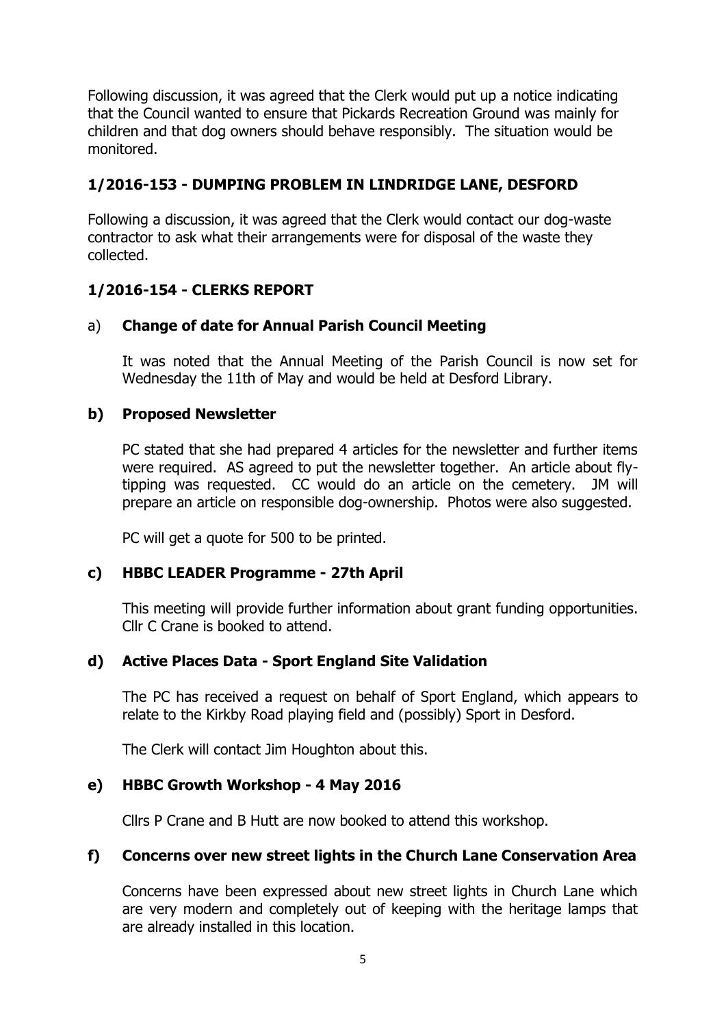Following discussion, it was agreed that the Clerk would put up a notice indicating that the Council wanted to ensure that Pickards Recreation Ground was mainly for children and that dog owners should behave responsibly. The situation would be monitored.

## 1/2016-153 - DUMPING PROBLEM IN LINDRIDGE LANE, DESFORD

Following a discussion, it was agreed that the Clerk would contact our dog-waste contractor to ask what their arrangements were for disposal of the waste they collected.

## 1/2016-154 - CLERKS REPORT

### a) Change of date for Annual Parish Council Meeting

It was noted that the Annual Meeting of the Parish Council is now set for Wednesday the 11th of May and would be held at Desford Library.

### b) Proposed Newsletter

PC stated that she had prepared 4 articles for the newsletter and further items were required. AS agreed to put the newsletter together. An article about fly-tipping was requested. CC would do an article on the cemetery. JM will prepare an article on responsible dog-ownership. Photos were also suggested.

PC will get a quote for 500 to be printed.

### c) HBBC LEADER Programme - 27th April

This meeting will provide further information about grant funding opportunities. Cllr C Crane is booked to attend.

### d) Active Places Data - Sport England Site Validation

The PC has received a request on behalf of Sport England, which appears to relate to the Kirkby Road playing field and (possibly) Sport in Desford.

The Clerk will contact Jim Houghton about this.

### e) HBBC Growth Workshop - 4 May 2016

Cllrs P Crane and B Hutt are now booked to attend this workshop.

### f) Concerns over new street lights in the Church Lane Conservation Area

Concerns have been expressed about new street lights in Church Lane which are very modern and completely out of keeping with the heritage lamps that are already installed in this location.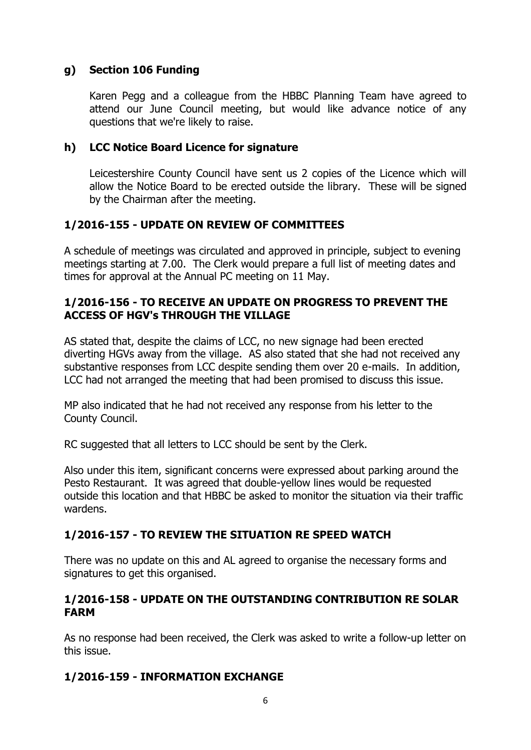**g) Section 106 Funding**

Karen Pegg and a colleague from the HBBC Planning Team have agreed to attend our June Council meeting, but would like advance notice of any questions that we're likely to raise.

**h) LCC Notice Board Licence for signature**

Leicestershire County Council have sent us 2 copies of the Licence which will allow the Notice Board to be erected outside the library. These will be signed by the Chairman after the meeting.

## 1/2016-155 - UPDATE ON REVIEW OF COMMITTEES

A schedule of meetings was circulated and approved in principle, subject to evening meetings starting at 7.00. The Clerk would prepare a full list of meeting dates and times for approval at the Annual PC meeting on 11 May.

## 1/2016-156 - TO RECEIVE AN UPDATE ON PROGRESS TO PREVENT THE ACCESS OF HGV's THROUGH THE VILLAGE

AS stated that, despite the claims of LCC, no new signage had been erected diverting HGVs away from the village. AS also stated that she had not received any substantive responses from LCC despite sending them over 20 e-mails. In addition, LCC had not arranged the meeting that had been promised to discuss this issue.

MP also indicated that he had not received any response from his letter to the County Council.

RC suggested that all letters to LCC should be sent by the Clerk.

Also under this item, significant concerns were expressed about parking around the Pesto Restaurant. It was agreed that double-yellow lines would be requested outside this location and that HBBC be asked to monitor the situation via their traffic wardens.

## 1/2016-157 - TO REVIEW THE SITUATION RE SPEED WATCH

There was no update on this and AL agreed to organise the necessary forms and signatures to get this organised.

## 1/2016-158 - UPDATE ON THE OUTSTANDING CONTRIBUTION RE SOLAR FARM

As no response had been received, the Clerk was asked to write a follow-up letter on this issue.

## 1/2016-159 - INFORMATION EXCHANGE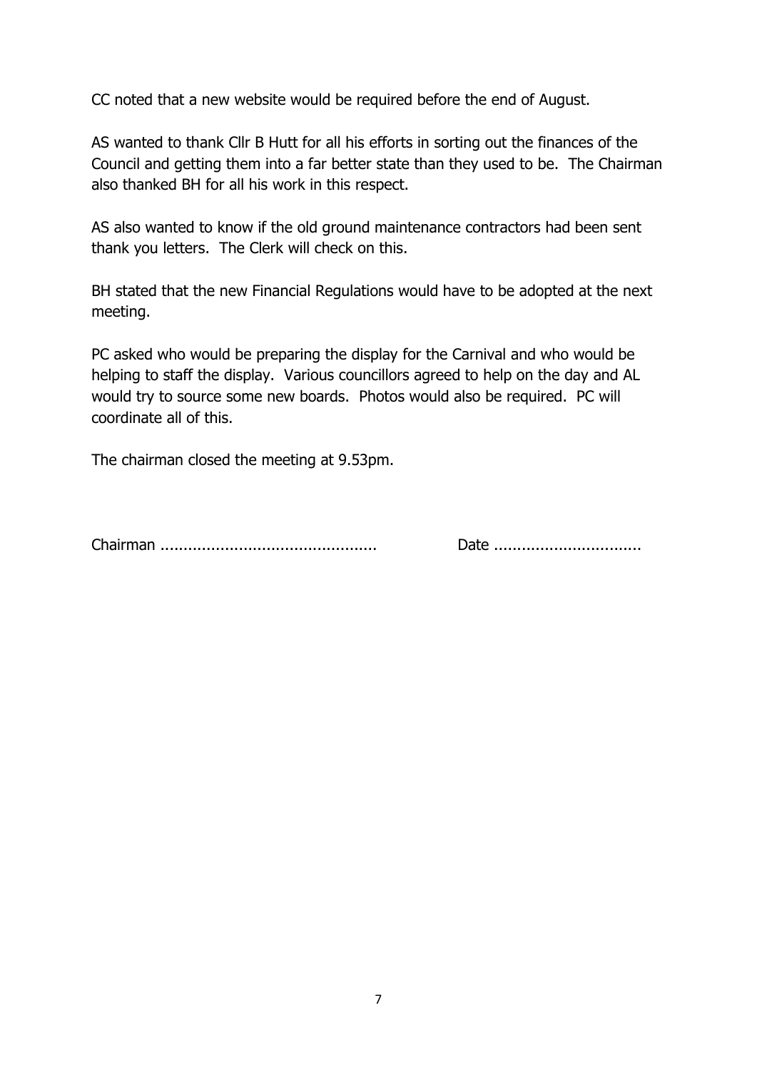CC noted that a new website would be required before the end of August.

AS wanted to thank Cllr B Hutt for all his efforts in sorting out the finances of the Council and getting them into a far better state than they used to be. The Chairman also thanked BH for all his work in this respect.

AS also wanted to know if the old ground maintenance contractors had been sent thank you letters. The Clerk will check on this.

BH stated that the new Financial Regulations would have to be adopted at the next meeting.

PC asked who would be preparing the display for the Carnival and who would be helping to staff the display. Various councillors agreed to help on the day and AL would try to source some new boards. Photos would also be required. PC will coordinate all of this.

The chairman closed the meeting at 9.53pm.

Chairman ............................................... Date ................................